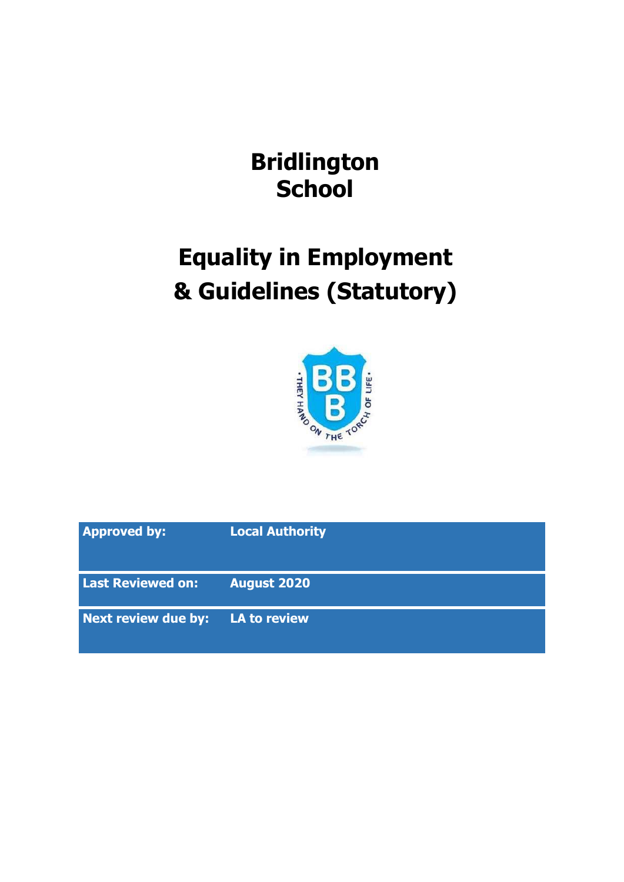# Bridlington School

# Equality in Employment & Guidelines (Statutory)

| Approved by: | Local Authority |
|---|---|
| Last Reviewed on: | August 2020 |
| Next review due by: | LA to review |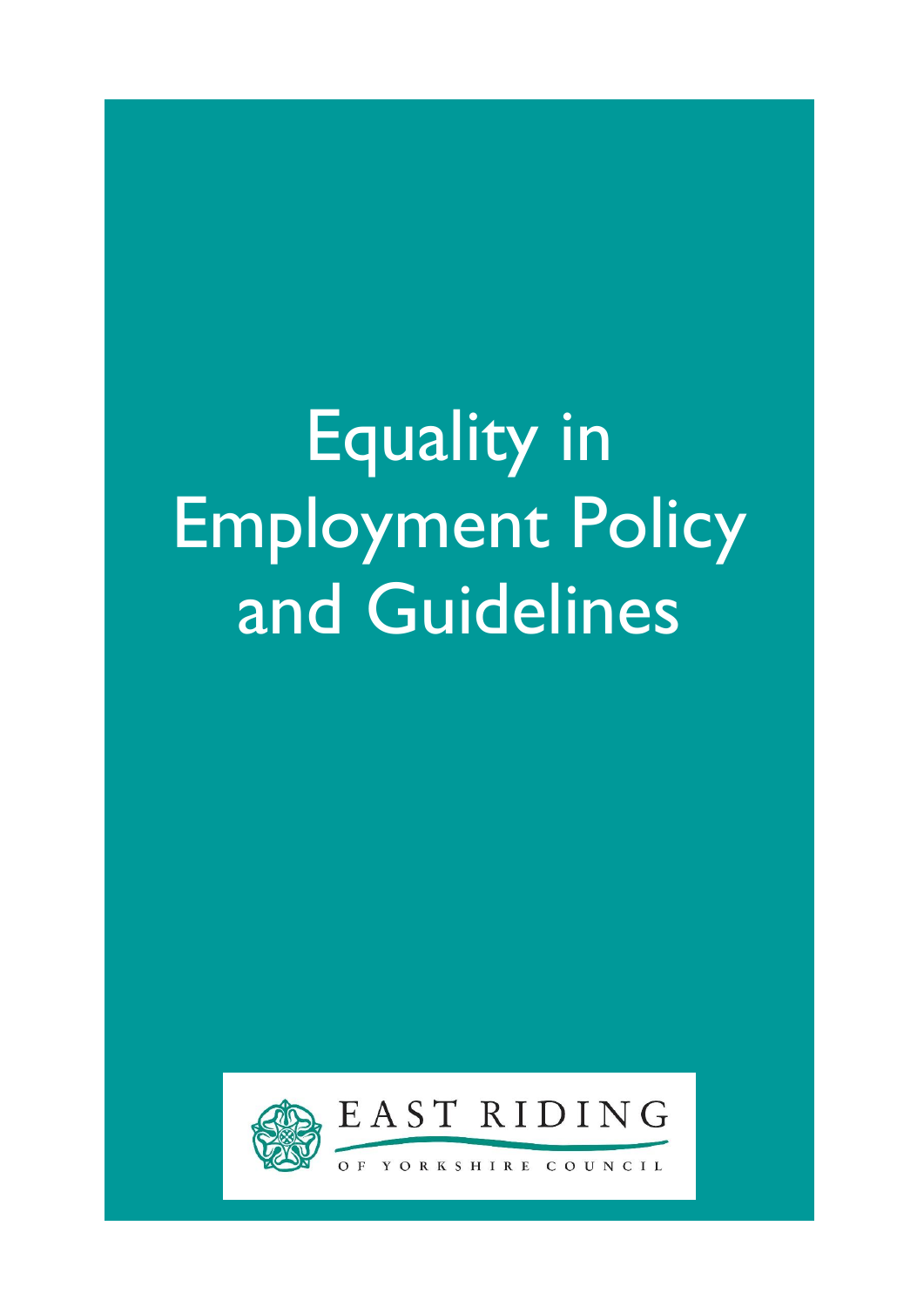# Equality in Employment Policy and Guidelines

EAST RIDING

OF YORKSHIRE COUNCIL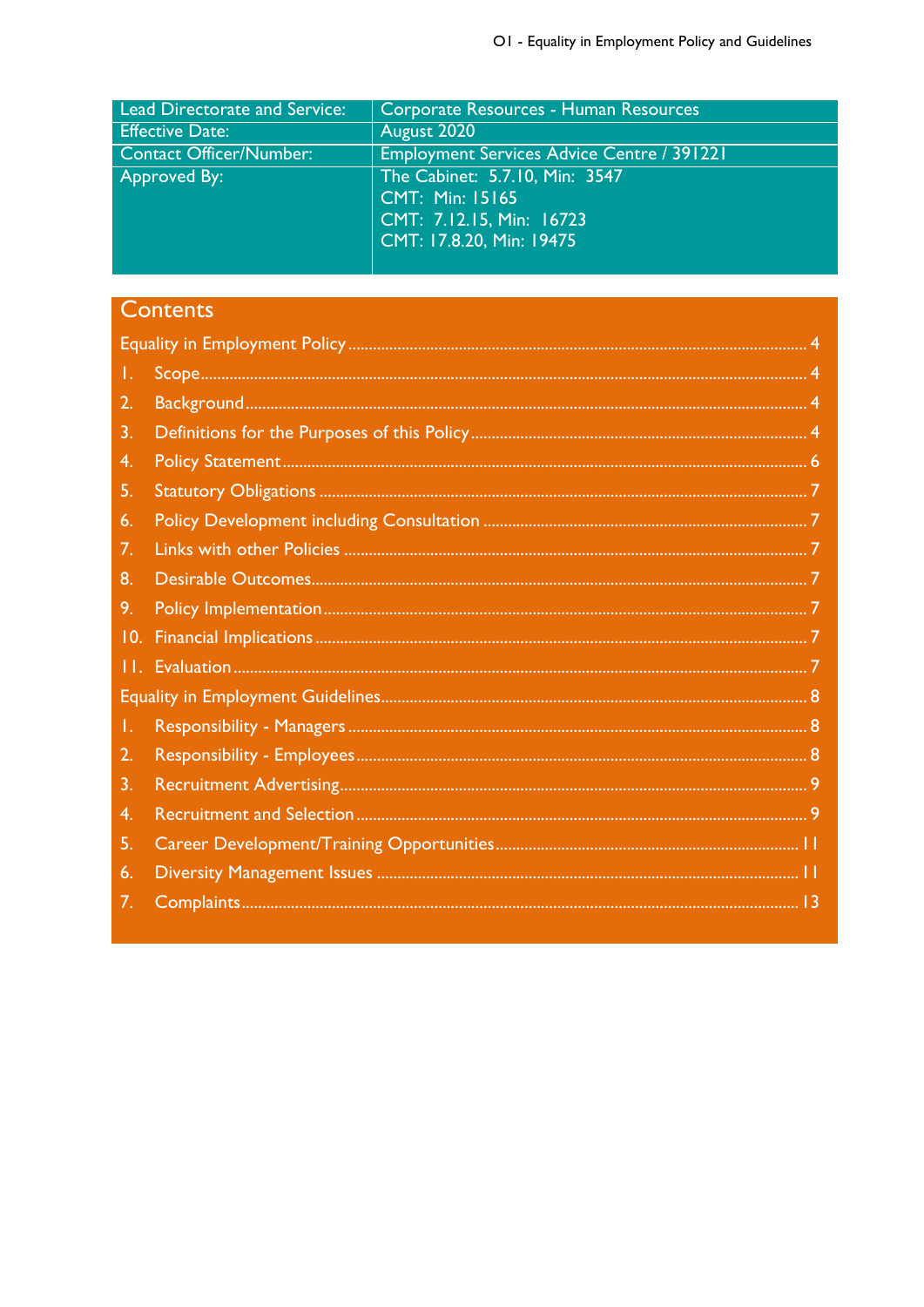| Lead Directorate and Service: | Corporate Resources - Human Resources |
|---|---|
| Effective Date: | August 2020 |
| Contact Officer/Number: | Employment Services Advice Centre / 391221 |
| Approved By: | The Cabinet: 5.7.10, Min: 3547<br>CMT: Min: 15165<br>CMT: 7.12.15, Min: 16723<br>CMT: 17.8.20, Min: 19475 |

## Contents

Equality in Employment Policy ..... 4

1. Scope ..... 4
2. Background ..... 4
3. Definitions for the Purposes of this Policy ..... 4
4. Policy Statement ..... 6
5. Statutory Obligations ..... 7
6. Policy Development including Consultation ..... 7
7. Links with other Policies ..... 7
8. Desirable Outcomes ..... 7
9. Policy Implementation ..... 7
10. Financial Implications ..... 7
11. Evaluation ..... 7

Equality in Employment Guidelines ..... 8

1. Responsibility - Managers ..... 8
2. Responsibility - Employees ..... 8
3. Recruitment Advertising ..... 9
4. Recruitment and Selection ..... 9
5. Career Development/Training Opportunities ..... 11
6. Diversity Management Issues ..... 11
7. Complaints ..... 13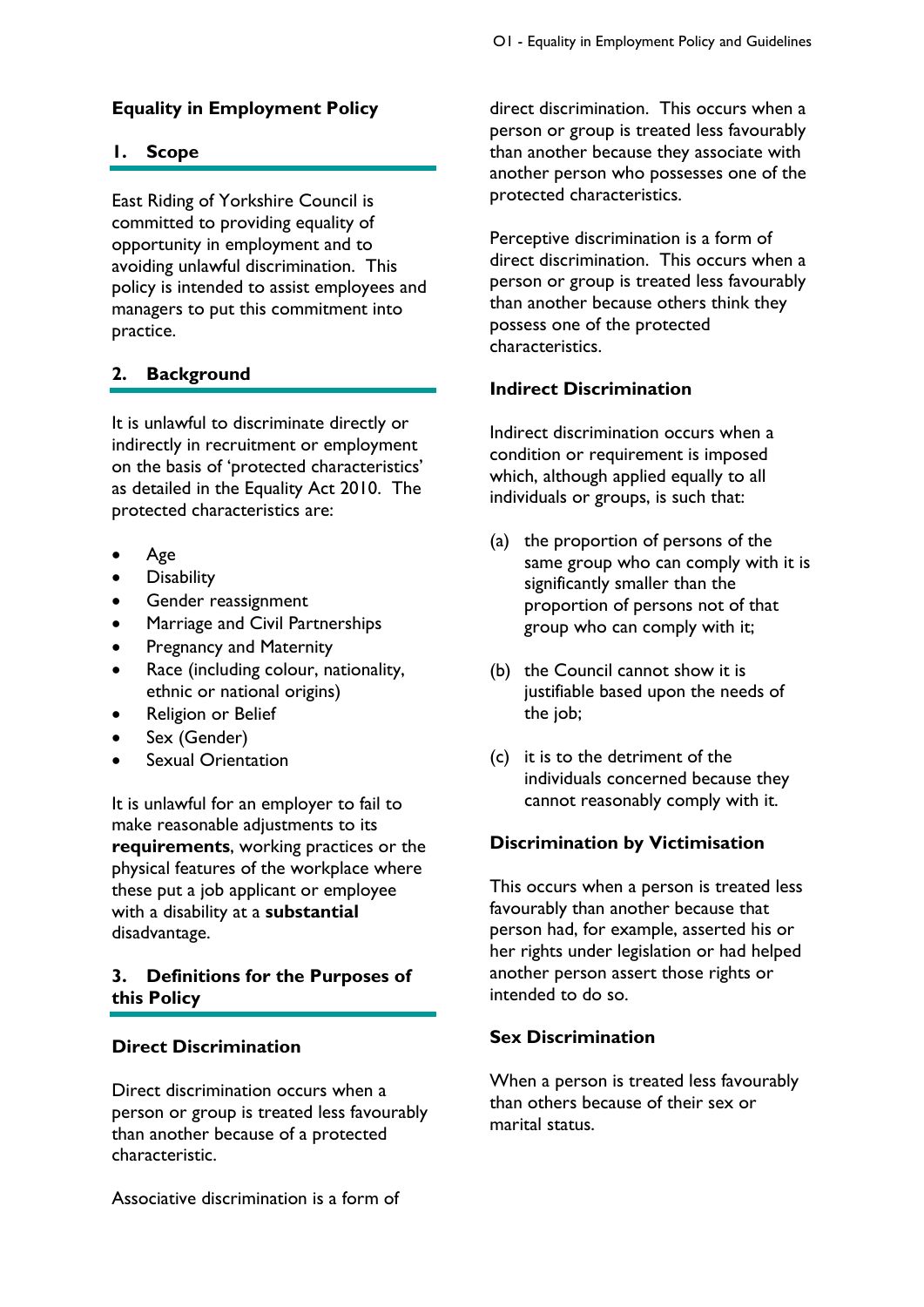## Equality in Employment Policy

### 1. Scope

East Riding of Yorkshire Council is committed to providing equality of opportunity in employment and to avoiding unlawful discrimination. This policy is intended to assist employees and managers to put this commitment into practice.

### 2. Background

It is unlawful to discriminate directly or indirectly in recruitment or employment on the basis of 'protected characteristics' as detailed in the Equality Act 2010. The protected characteristics are:

- Age
- Disability
- Gender reassignment
- Marriage and Civil Partnerships
- Pregnancy and Maternity
- Race (including colour, nationality, ethnic or national origins)
- Religion or Belief
- Sex (Gender)
- Sexual Orientation

It is unlawful for an employer to fail to make reasonable adjustments to its **requirements**, working practices or the physical features of the workplace where these put a job applicant or employee with a disability at a **substantial** disadvantage.

### 3. Definitions for the Purposes of this Policy

#### Direct Discrimination

Direct discrimination occurs when a person or group is treated less favourably than another because of a protected characteristic.

Associative discrimination is a form of direct discrimination. This occurs when a person or group is treated less favourably than another because they associate with another person who possesses one of the protected characteristics.

Perceptive discrimination is a form of direct discrimination. This occurs when a person or group is treated less favourably than another because others think they possess one of the protected characteristics.

#### Indirect Discrimination

Indirect discrimination occurs when a condition or requirement is imposed which, although applied equally to all individuals or groups, is such that:

(a) the proportion of persons of the same group who can comply with it is significantly smaller than the proportion of persons not of that group who can comply with it;

(b) the Council cannot show it is justifiable based upon the needs of the job;

(c) it is to the detriment of the individuals concerned because they cannot reasonably comply with it.

#### Discrimination by Victimisation

This occurs when a person is treated less favourably than another because that person had, for example, asserted his or her rights under legislation or had helped another person assert those rights or intended to do so.

#### Sex Discrimination

When a person is treated less favourably than others because of their sex or marital status.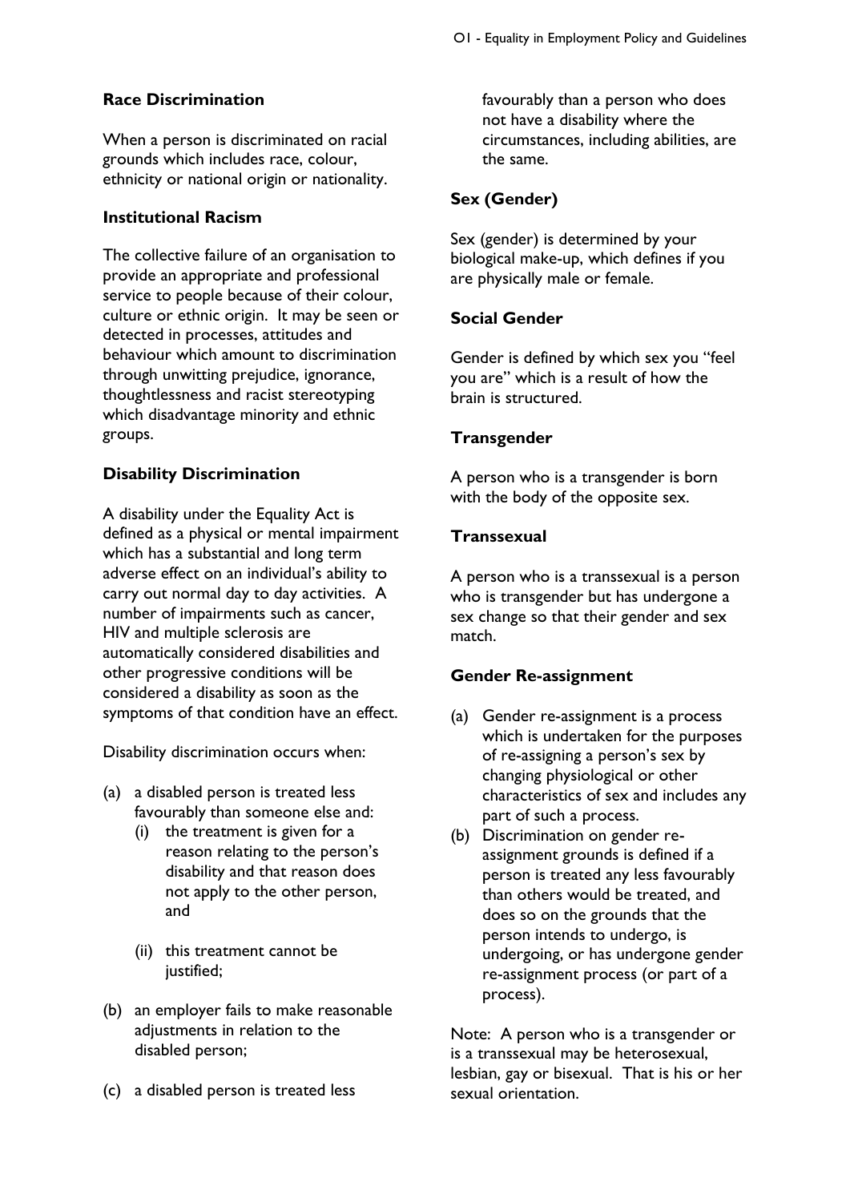### Race Discrimination

When a person is discriminated on racial grounds which includes race, colour, ethnicity or national origin or nationality.

### Institutional Racism

The collective failure of an organisation to provide an appropriate and professional service to people because of their colour, culture or ethnic origin. It may be seen or detected in processes, attitudes and behaviour which amount to discrimination through unwitting prejudice, ignorance, thoughtlessness and racist stereotyping which disadvantage minority and ethnic groups.

### Disability Discrimination

A disability under the Equality Act is defined as a physical or mental impairment which has a substantial and long term adverse effect on an individual's ability to carry out normal day to day activities. A number of impairments such as cancer, HIV and multiple sclerosis are automatically considered disabilities and other progressive conditions will be considered a disability as soon as the symptoms of that condition have an effect.

Disability discrimination occurs when:

(a) a disabled person is treated less favourably than someone else and:
   - (i) the treatment is given for a reason relating to the person's disability and that reason does not apply to the other person, and
   - (ii) this treatment cannot be justified;

(b) an employer fails to make reasonable adjustments in relation to the disabled person;

(c) a disabled person is treated less favourably than a person who does not have a disability where the circumstances, including abilities, are the same.

### Sex (Gender)

Sex (gender) is determined by your biological make-up, which defines if you are physically male or female.

### Social Gender

Gender is defined by which sex you "feel you are" which is a result of how the brain is structured.

### Transgender

A person who is a transgender is born with the body of the opposite sex.

### Transsexual

A person who is a transsexual is a person who is transgender but has undergone a sex change so that their gender and sex match.

### Gender Re-assignment

(a) Gender re-assignment is a process which is undertaken for the purposes of re-assigning a person's sex by changing physiological or other characteristics of sex and includes any part of such a process.

(b) Discrimination on gender re-assignment grounds is defined if a person is treated any less favourably than others would be treated, and does so on the grounds that the person intends to undergo, is undergoing, or has undergone gender re-assignment process (or part of a process).

Note: A person who is a transgender or is a transsexual may be heterosexual, lesbian, gay or bisexual. That is his or her sexual orientation.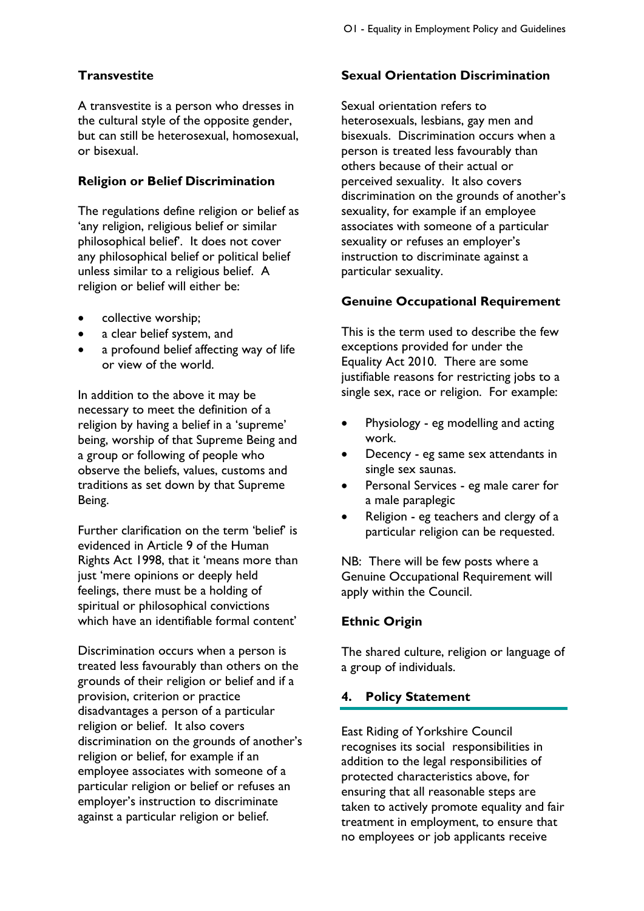### Transvestite

A transvestite is a person who dresses in the cultural style of the opposite gender, but can still be heterosexual, homosexual, or bisexual.

### Religion or Belief Discrimination

The regulations define religion or belief as 'any religion, religious belief or similar philosophical belief'. It does not cover any philosophical belief or political belief unless similar to a religious belief. A religion or belief will either be:

- collective worship;
- a clear belief system, and
- a profound belief affecting way of life or view of the world.

In addition to the above it may be necessary to meet the definition of a religion by having a belief in a 'supreme' being, worship of that Supreme Being and a group or following of people who observe the beliefs, values, customs and traditions as set down by that Supreme Being.

Further clarification on the term 'belief' is evidenced in Article 9 of the Human Rights Act 1998, that it 'means more than just 'mere opinions or deeply held feelings, there must be a holding of spiritual or philosophical convictions which have an identifiable formal content'

Discrimination occurs when a person is treated less favourably than others on the grounds of their religion or belief and if a provision, criterion or practice disadvantages a person of a particular religion or belief. It also covers discrimination on the grounds of another's religion or belief, for example if an employee associates with someone of a particular religion or belief or refuses an employer's instruction to discriminate against a particular religion or belief.

### Sexual Orientation Discrimination

Sexual orientation refers to heterosexuals, lesbians, gay men and bisexuals. Discrimination occurs when a person is treated less favourably than others because of their actual or perceived sexuality. It also covers discrimination on the grounds of another's sexuality, for example if an employee associates with someone of a particular sexuality or refuses an employer's instruction to discriminate against a particular sexuality.

### Genuine Occupational Requirement

This is the term used to describe the few exceptions provided for under the Equality Act 2010. There are some justifiable reasons for restricting jobs to a single sex, race or religion. For example:

- Physiology - eg modelling and acting work.
- Decency - eg same sex attendants in single sex saunas.
- Personal Services - eg male carer for a male paraplegic
- Religion - eg teachers and clergy of a particular religion can be requested.

NB: There will be few posts where a Genuine Occupational Requirement will apply within the Council.

### Ethnic Origin

The shared culture, religion or language of a group of individuals.

## 4. Policy Statement

East Riding of Yorkshire Council recognises its social responsibilities in addition to the legal responsibilities of protected characteristics above, for ensuring that all reasonable steps are taken to actively promote equality and fair treatment in employment, to ensure that no employees or job applicants receive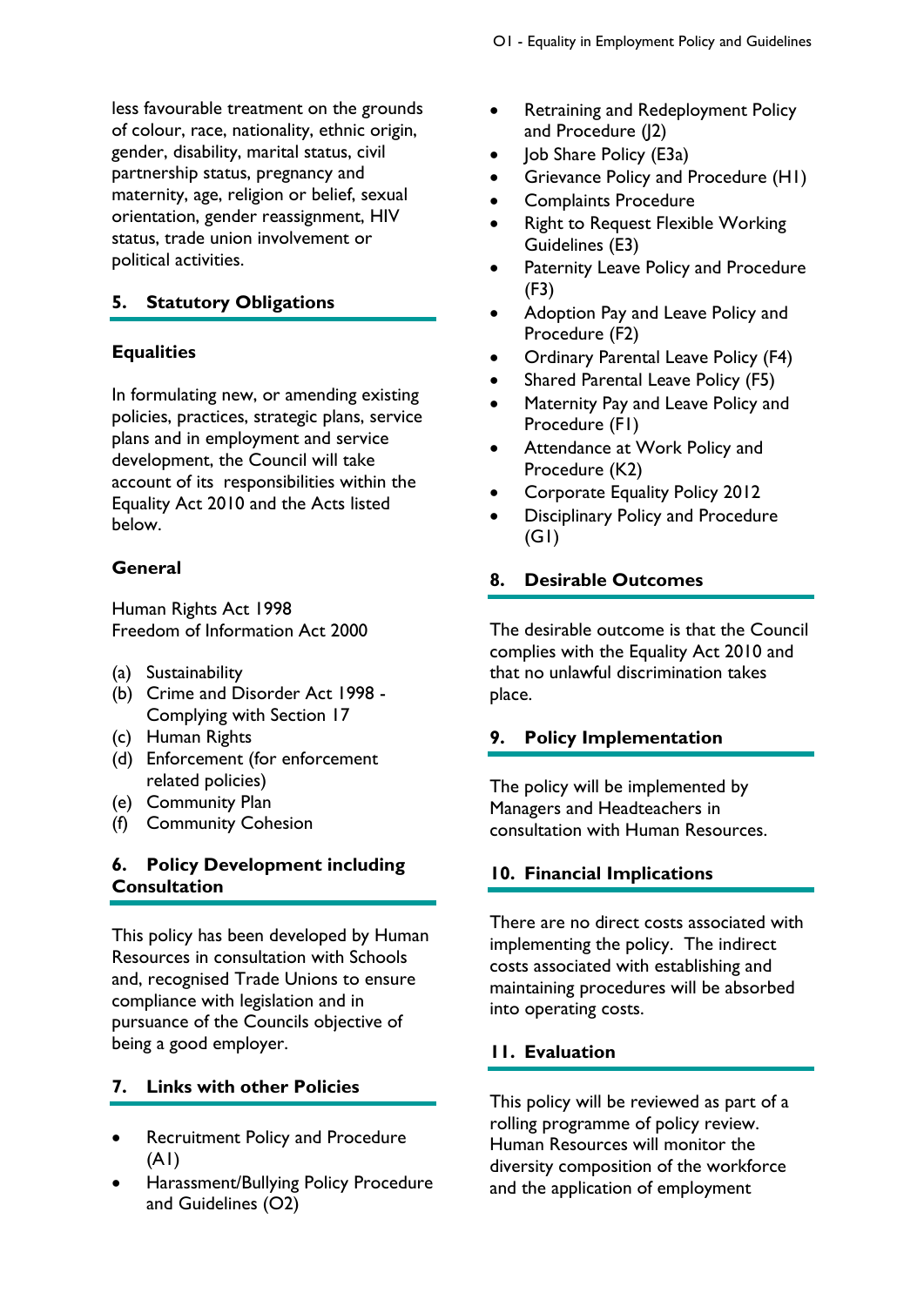less favourable treatment on the grounds of colour, race, nationality, ethnic origin, gender, disability, marital status, civil partnership status, pregnancy and maternity, age, religion or belief, sexual orientation, gender reassignment, HIV status, trade union involvement or political activities.

## 5. Statutory Obligations

### Equalities

In formulating new, or amending existing policies, practices, strategic plans, service plans and in employment and service development, the Council will take account of its responsibilities within the Equality Act 2010 and the Acts listed below.

### General

Human Rights Act 1998
Freedom of Information Act 2000

(a) Sustainability
(b) Crime and Disorder Act 1998 - Complying with Section 17
(c) Human Rights
(d) Enforcement (for enforcement related policies)
(e) Community Plan
(f) Community Cohesion

## 6. Policy Development including Consultation

This policy has been developed by Human Resources in consultation with Schools and, recognised Trade Unions to ensure compliance with legislation and in pursuance of the Councils objective of being a good employer.

## 7. Links with other Policies

- Recruitment Policy and Procedure (A1)
- Harassment/Bullying Policy Procedure and Guidelines (O2)
- Retraining and Redeployment Policy and Procedure (J2)
- Job Share Policy (E3a)
- Grievance Policy and Procedure (H1)
- Complaints Procedure
- Right to Request Flexible Working Guidelines (E3)
- Paternity Leave Policy and Procedure (F3)
- Adoption Pay and Leave Policy and Procedure (F2)
- Ordinary Parental Leave Policy (F4)
- Shared Parental Leave Policy (F5)
- Maternity Pay and Leave Policy and Procedure (F1)
- Attendance at Work Policy and Procedure (K2)
- Corporate Equality Policy 2012
- Disciplinary Policy and Procedure (G1)

## 8. Desirable Outcomes

The desirable outcome is that the Council complies with the Equality Act 2010 and that no unlawful discrimination takes place.

## 9. Policy Implementation

The policy will be implemented by Managers and Headteachers in consultation with Human Resources.

## 10. Financial Implications

There are no direct costs associated with implementing the policy. The indirect costs associated with establishing and maintaining procedures will be absorbed into operating costs.

## 11. Evaluation

This policy will be reviewed as part of a rolling programme of policy review. Human Resources will monitor the diversity composition of the workforce and the application of employment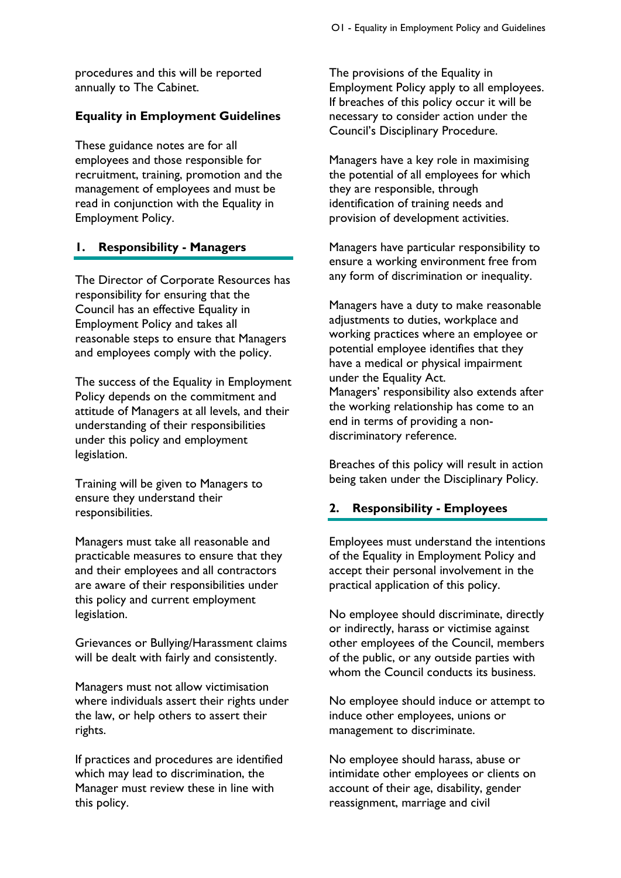procedures and this will be reported annually to The Cabinet.

**Equality in Employment Guidelines**

These guidance notes are for all employees and those responsible for recruitment, training, promotion and the management of employees and must be read in conjunction with the Equality in Employment Policy.

## 1. Responsibility - Managers

The Director of Corporate Resources has responsibility for ensuring that the Council has an effective Equality in Employment Policy and takes all reasonable steps to ensure that Managers and employees comply with the policy.

The success of the Equality in Employment Policy depends on the commitment and attitude of Managers at all levels, and their understanding of their responsibilities under this policy and employment legislation.

Training will be given to Managers to ensure they understand their responsibilities.

Managers must take all reasonable and practicable measures to ensure that they and their employees and all contractors are aware of their responsibilities under this policy and current employment legislation.

Grievances or Bullying/Harassment claims will be dealt with fairly and consistently.

Managers must not allow victimisation where individuals assert their rights under the law, or help others to assert their rights.

If practices and procedures are identified which may lead to discrimination, the Manager must review these in line with this policy.

The provisions of the Equality in Employment Policy apply to all employees. If breaches of this policy occur it will be necessary to consider action under the Council's Disciplinary Procedure.

Managers have a key role in maximising the potential of all employees for which they are responsible, through identification of training needs and provision of development activities.

Managers have particular responsibility to ensure a working environment free from any form of discrimination or inequality.

Managers have a duty to make reasonable adjustments to duties, workplace and working practices where an employee or potential employee identifies that they have a medical or physical impairment under the Equality Act.
Managers' responsibility also extends after the working relationship has come to an end in terms of providing a non-discriminatory reference.

Breaches of this policy will result in action being taken under the Disciplinary Policy.

## 2. Responsibility - Employees

Employees must understand the intentions of the Equality in Employment Policy and accept their personal involvement in the practical application of this policy.

No employee should discriminate, directly or indirectly, harass or victimise against other employees of the Council, members of the public, or any outside parties with whom the Council conducts its business.

No employee should induce or attempt to induce other employees, unions or management to discriminate.

No employee should harass, abuse or intimidate other employees or clients on account of their age, disability, gender reassignment, marriage and civil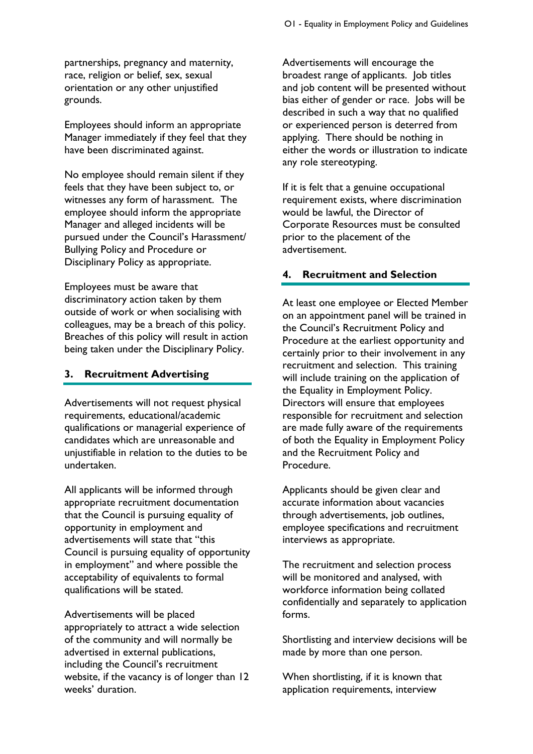partnerships, pregnancy and maternity, race, religion or belief, sex, sexual orientation or any other unjustified grounds.

Employees should inform an appropriate Manager immediately if they feel that they have been discriminated against.

No employee should remain silent if they feels that they have been subject to, or witnesses any form of harassment. The employee should inform the appropriate Manager and alleged incidents will be pursued under the Council's Harassment/ Bullying Policy and Procedure or Disciplinary Policy as appropriate.

Employees must be aware that discriminatory action taken by them outside of work or when socialising with colleagues, may be a breach of this policy. Breaches of this policy will result in action being taken under the Disciplinary Policy.

## 3. Recruitment Advertising

Advertisements will not request physical requirements, educational/academic qualifications or managerial experience of candidates which are unreasonable and unjustifiable in relation to the duties to be undertaken.

All applicants will be informed through appropriate recruitment documentation that the Council is pursuing equality of opportunity in employment and advertisements will state that "this Council is pursuing equality of opportunity in employment" and where possible the acceptability of equivalents to formal qualifications will be stated.

Advertisements will be placed appropriately to attract a wide selection of the community and will normally be advertised in external publications, including the Council's recruitment website, if the vacancy is of longer than 12 weeks' duration.

Advertisements will encourage the broadest range of applicants. Job titles and job content will be presented without bias either of gender or race. Jobs will be described in such a way that no qualified or experienced person is deterred from applying. There should be nothing in either the words or illustration to indicate any role stereotyping.

If it is felt that a genuine occupational requirement exists, where discrimination would be lawful, the Director of Corporate Resources must be consulted prior to the placement of the advertisement.

## 4. Recruitment and Selection

At least one employee or Elected Member on an appointment panel will be trained in the Council's Recruitment Policy and Procedure at the earliest opportunity and certainly prior to their involvement in any recruitment and selection. This training will include training on the application of the Equality in Employment Policy. Directors will ensure that employees responsible for recruitment and selection are made fully aware of the requirements of both the Equality in Employment Policy and the Recruitment Policy and Procedure.

Applicants should be given clear and accurate information about vacancies through advertisements, job outlines, employee specifications and recruitment interviews as appropriate.

The recruitment and selection process will be monitored and analysed, with workforce information being collated confidentially and separately to application forms.

Shortlisting and interview decisions will be made by more than one person.

When shortlisting, if it is known that application requirements, interview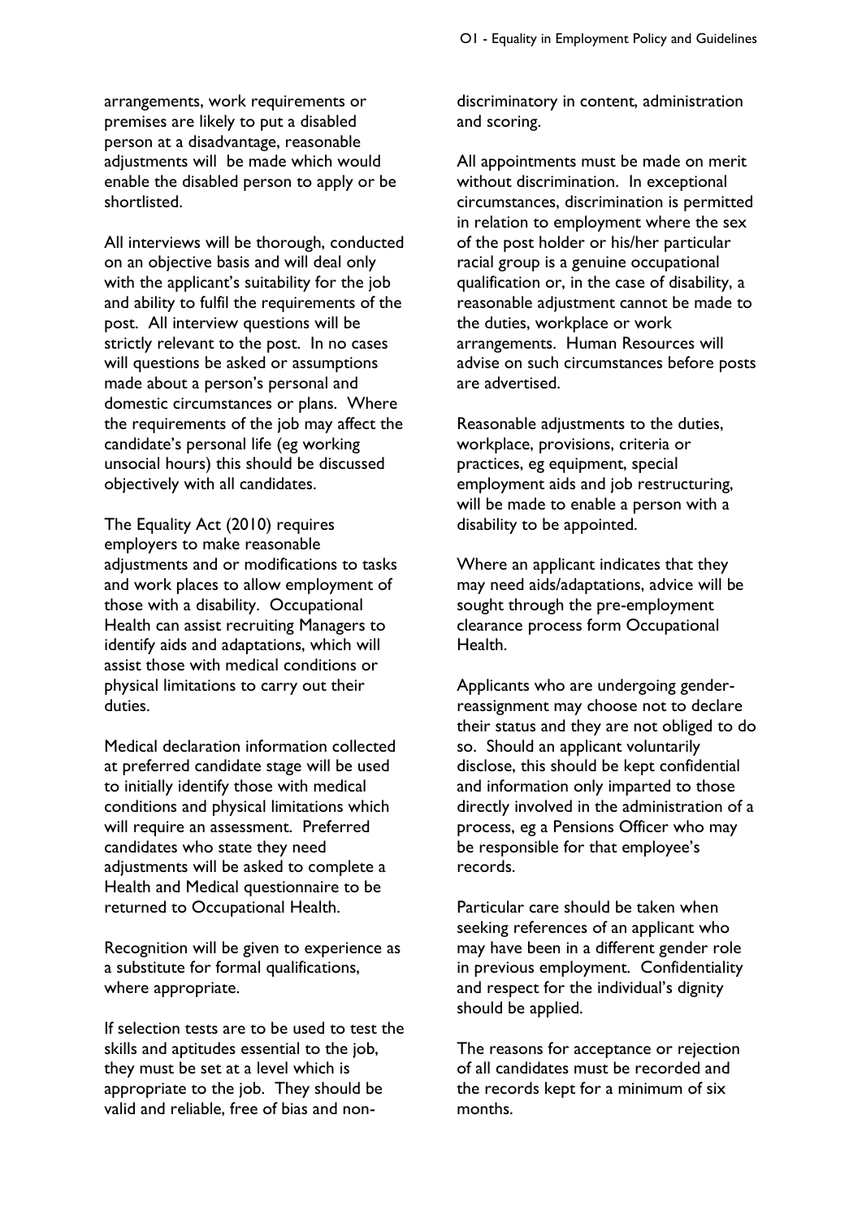arrangements, work requirements or premises are likely to put a disabled person at a disadvantage, reasonable adjustments will be made which would enable the disabled person to apply or be shortlisted.

All interviews will be thorough, conducted on an objective basis and will deal only with the applicant's suitability for the job and ability to fulfil the requirements of the post. All interview questions will be strictly relevant to the post. In no cases will questions be asked or assumptions made about a person's personal and domestic circumstances or plans. Where the requirements of the job may affect the candidate's personal life (eg working unsocial hours) this should be discussed objectively with all candidates.

The Equality Act (2010) requires employers to make reasonable adjustments and or modifications to tasks and work places to allow employment of those with a disability. Occupational Health can assist recruiting Managers to identify aids and adaptations, which will assist those with medical conditions or physical limitations to carry out their duties.

Medical declaration information collected at preferred candidate stage will be used to initially identify those with medical conditions and physical limitations which will require an assessment. Preferred candidates who state they need adjustments will be asked to complete a Health and Medical questionnaire to be returned to Occupational Health.

Recognition will be given to experience as a substitute for formal qualifications, where appropriate.

If selection tests are to be used to test the skills and aptitudes essential to the job, they must be set at a level which is appropriate to the job. They should be valid and reliable, free of bias and non-discriminatory in content, administration and scoring.

All appointments must be made on merit without discrimination. In exceptional circumstances, discrimination is permitted in relation to employment where the sex of the post holder or his/her particular racial group is a genuine occupational qualification or, in the case of disability, a reasonable adjustment cannot be made to the duties, workplace or work arrangements. Human Resources will advise on such circumstances before posts are advertised.

Reasonable adjustments to the duties, workplace, provisions, criteria or practices, eg equipment, special employment aids and job restructuring, will be made to enable a person with a disability to be appointed.

Where an applicant indicates that they may need aids/adaptations, advice will be sought through the pre-employment clearance process form Occupational Health.

Applicants who are undergoing gender-reassignment may choose not to declare their status and they are not obliged to do so. Should an applicant voluntarily disclose, this should be kept confidential and information only imparted to those directly involved in the administration of a process, eg a Pensions Officer who may be responsible for that employee's records.

Particular care should be taken when seeking references of an applicant who may have been in a different gender role in previous employment. Confidentiality and respect for the individual's dignity should be applied.

The reasons for acceptance or rejection of all candidates must be recorded and the records kept for a minimum of six months.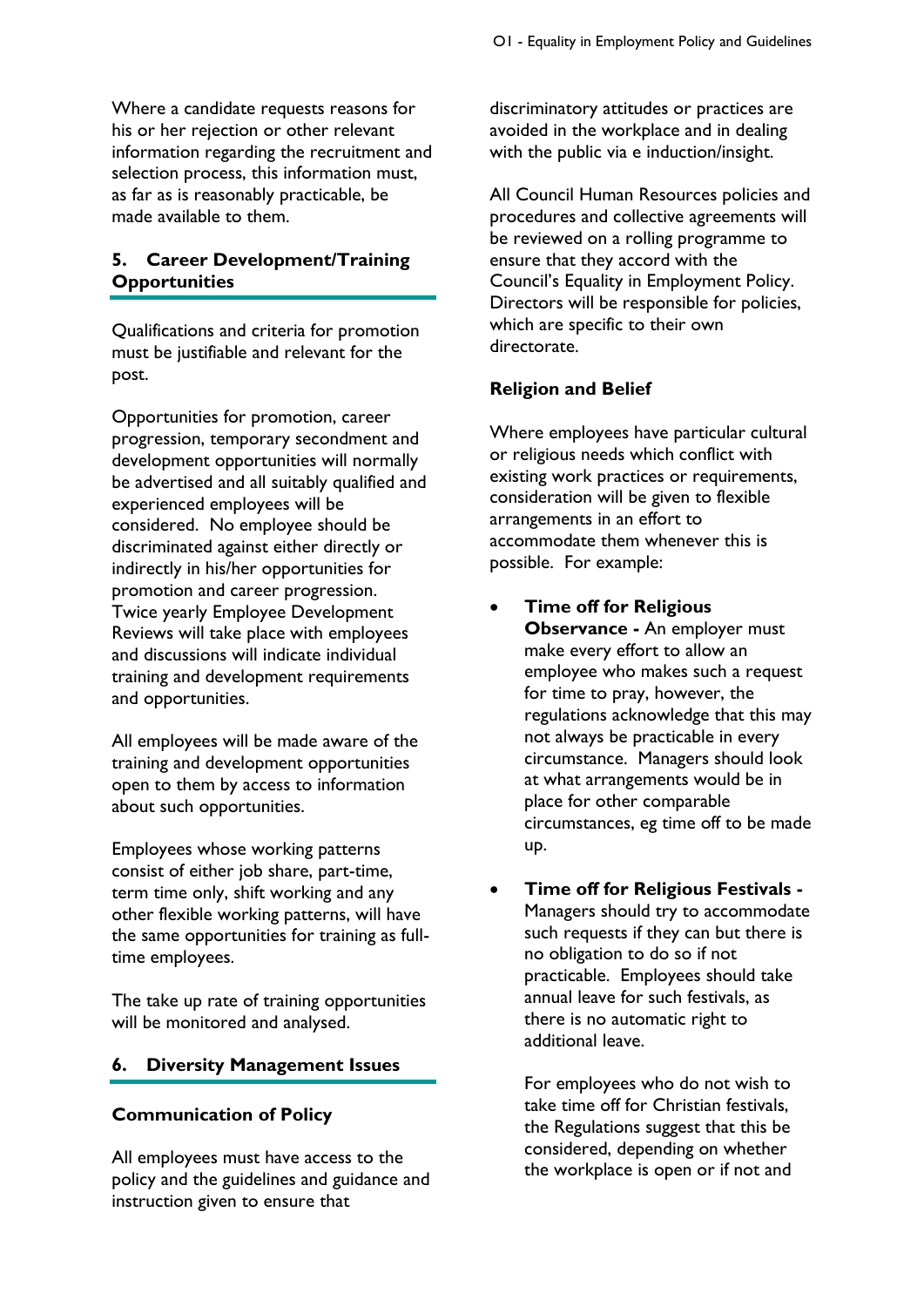Where a candidate requests reasons for his or her rejection or other relevant information regarding the recruitment and selection process, this information must, as far as is reasonably practicable, be made available to them.

## 5. Career Development/Training Opportunities

Qualifications and criteria for promotion must be justifiable and relevant for the post.

Opportunities for promotion, career progression, temporary secondment and development opportunities will normally be advertised and all suitably qualified and experienced employees will be considered. No employee should be discriminated against either directly or indirectly in his/her opportunities for promotion and career progression. Twice yearly Employee Development Reviews will take place with employees and discussions will indicate individual training and development requirements and opportunities.

All employees will be made aware of the training and development opportunities open to them by access to information about such opportunities.

Employees whose working patterns consist of either job share, part-time, term time only, shift working and any other flexible working patterns, will have the same opportunities for training as full-time employees.

The take up rate of training opportunities will be monitored and analysed.

## 6. Diversity Management Issues

### Communication of Policy

All employees must have access to the policy and the guidelines and guidance and instruction given to ensure that discriminatory attitudes or practices are avoided in the workplace and in dealing with the public via e induction/insight.

All Council Human Resources policies and procedures and collective agreements will be reviewed on a rolling programme to ensure that they accord with the Council's Equality in Employment Policy. Directors will be responsible for policies, which are specific to their own directorate.

### Religion and Belief

Where employees have particular cultural or religious needs which conflict with existing work practices or requirements, consideration will be given to flexible arrangements in an effort to accommodate them whenever this is possible. For example:

- **Time off for Religious Observance -** An employer must make every effort to allow an employee who makes such a request for time to pray, however, the regulations acknowledge that this may not always be practicable in every circumstance. Managers should look at what arrangements would be in place for other comparable circumstances, eg time off to be made up.

- **Time off for Religious Festivals -** Managers should try to accommodate such requests if they can but there is no obligation to do so if not practicable. Employees should take annual leave for such festivals, as there is no automatic right to additional leave.

  For employees who do not wish to take time off for Christian festivals, the Regulations suggest that this be considered, depending on whether the workplace is open or if not and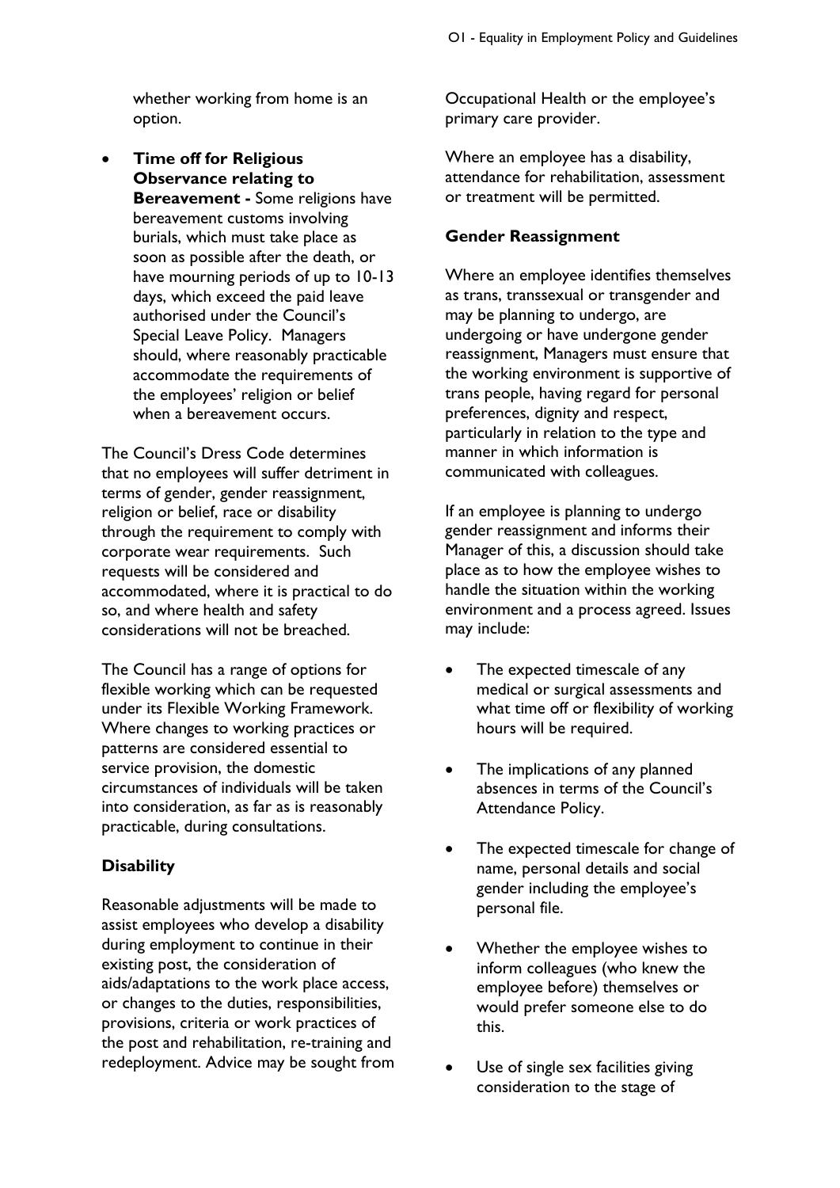whether working from home is an option.

- **Time off for Religious Observance relating to Bereavement -** Some religions have bereavement customs involving burials, which must take place as soon as possible after the death, or have mourning periods of up to 10-13 days, which exceed the paid leave authorised under the Council's Special Leave Policy. Managers should, where reasonably practicable accommodate the requirements of the employees' religion or belief when a bereavement occurs.

The Council's Dress Code determines that no employees will suffer detriment in terms of gender, gender reassignment, religion or belief, race or disability through the requirement to comply with corporate wear requirements. Such requests will be considered and accommodated, where it is practical to do so, and where health and safety considerations will not be breached.

The Council has a range of options for flexible working which can be requested under its Flexible Working Framework. Where changes to working practices or patterns are considered essential to service provision, the domestic circumstances of individuals will be taken into consideration, as far as is reasonably practicable, during consultations.

### Disability

Reasonable adjustments will be made to assist employees who develop a disability during employment to continue in their existing post, the consideration of aids/adaptations to the work place access, or changes to the duties, responsibilities, provisions, criteria or work practices of the post and rehabilitation, re-training and redeployment. Advice may be sought from Occupational Health or the employee's primary care provider.

Where an employee has a disability, attendance for rehabilitation, assessment or treatment will be permitted.

### Gender Reassignment

Where an employee identifies themselves as trans, transsexual or transgender and may be planning to undergo, are undergoing or have undergone gender reassignment, Managers must ensure that the working environment is supportive of trans people, having regard for personal preferences, dignity and respect, particularly in relation to the type and manner in which information is communicated with colleagues.

If an employee is planning to undergo gender reassignment and informs their Manager of this, a discussion should take place as to how the employee wishes to handle the situation within the working environment and a process agreed. Issues may include:

- The expected timescale of any medical or surgical assessments and what time off or flexibility of working hours will be required.
- The implications of any planned absences in terms of the Council's Attendance Policy.
- The expected timescale for change of name, personal details and social gender including the employee's personal file.
- Whether the employee wishes to inform colleagues (who knew the employee before) themselves or would prefer someone else to do this.
- Use of single sex facilities giving consideration to the stage of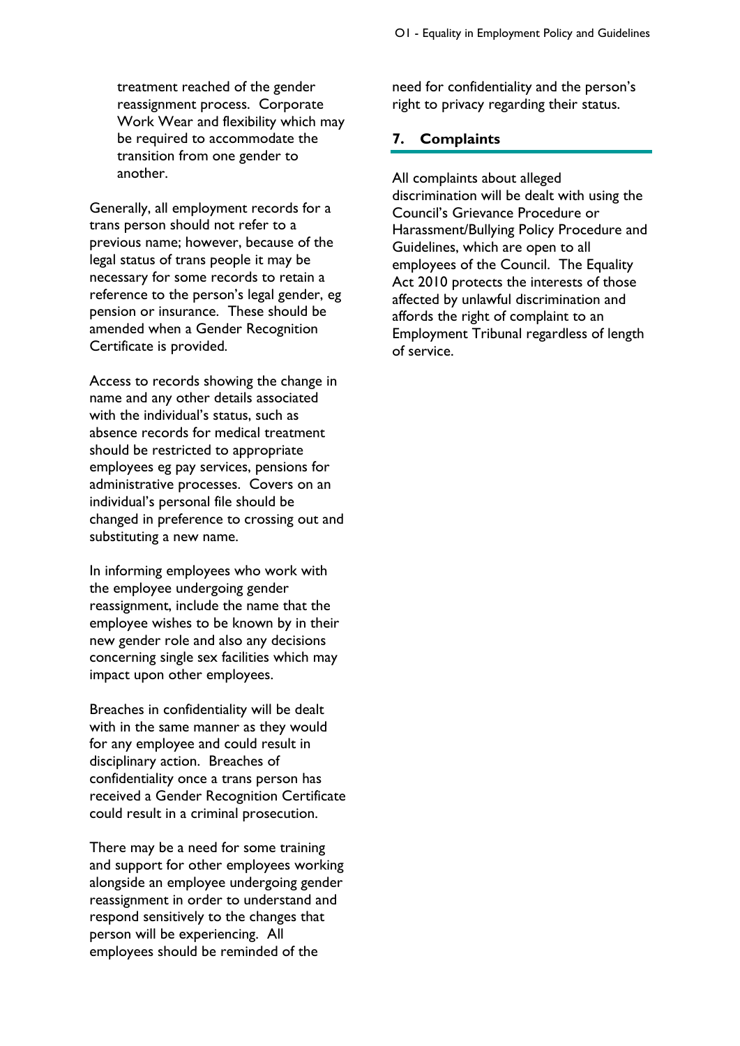treatment reached of the gender reassignment process. Corporate Work Wear and flexibility which may be required to accommodate the transition from one gender to another.

Generally, all employment records for a trans person should not refer to a previous name; however, because of the legal status of trans people it may be necessary for some records to retain a reference to the person's legal gender, eg pension or insurance. These should be amended when a Gender Recognition Certificate is provided.

Access to records showing the change in name and any other details associated with the individual's status, such as absence records for medical treatment should be restricted to appropriate employees eg pay services, pensions for administrative processes. Covers on an individual's personal file should be changed in preference to crossing out and substituting a new name.

In informing employees who work with the employee undergoing gender reassignment, include the name that the employee wishes to be known by in their new gender role and also any decisions concerning single sex facilities which may impact upon other employees.

Breaches in confidentiality will be dealt with in the same manner as they would for any employee and could result in disciplinary action. Breaches of confidentiality once a trans person has received a Gender Recognition Certificate could result in a criminal prosecution.

There may be a need for some training and support for other employees working alongside an employee undergoing gender reassignment in order to understand and respond sensitively to the changes that person will be experiencing. All employees should be reminded of the need for confidentiality and the person's right to privacy regarding their status.

## 7. Complaints

All complaints about alleged discrimination will be dealt with using the Council's Grievance Procedure or Harassment/Bullying Policy Procedure and Guidelines, which are open to all employees of the Council. The Equality Act 2010 protects the interests of those affected by unlawful discrimination and affords the right of complaint to an Employment Tribunal regardless of length of service.